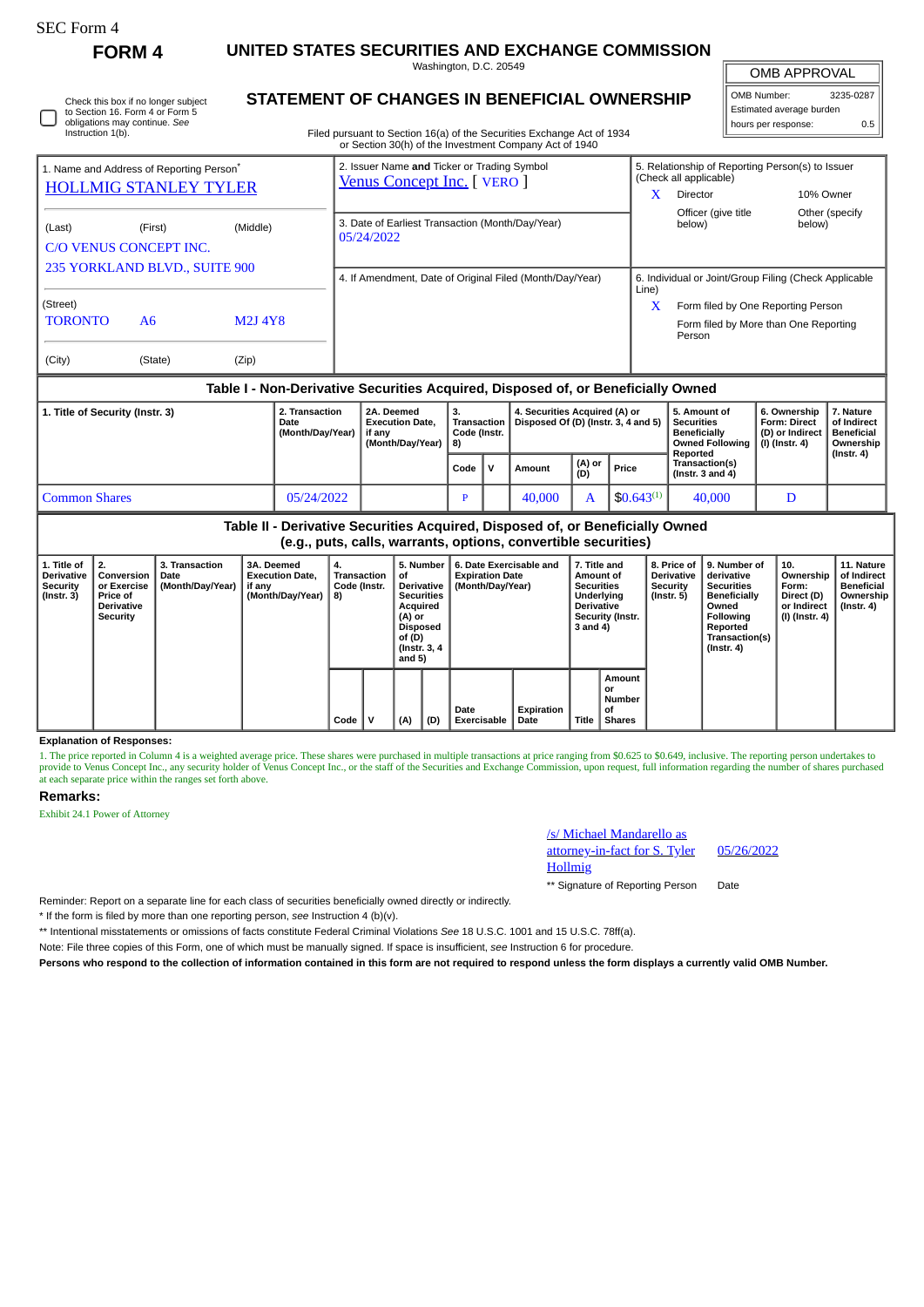SEC Form 4

**FORM 4**

# UNITED STATES SECURITIES AND EXCHANGE COMMISSION

Washington, D.C. 20549

## STATEMENT OF CHANGES IN BENEFICIAL OWNERSHIP

Filed pursuant to Section 16(a) of the Securities Exchange Act of 1934 or Section 30(h) of the Investment Company Act of 1940

| OMB APPROVAL | |
|---|---|
| OMB Number: | 3235-0287 |
| Estimated average burden | |
| hours per response: | 0.5 |

☐ Check this box if no longer subject to Section 16. Form 4 or Form 5 obligations may continue. *See* Instruction 1(b).

1. Name and Address of Reporting Person*
HOLLMIG STANLEY TYLER

(Last) (First) (Middle)
C/O VENUS CONCEPT INC.
235 YORKLAND BLVD., SUITE 900

(Street)
TORONTO A6 M2J 4Y8

(City) (State) (Zip)

2. Issuer Name **and** Ticker or Trading Symbol
Venus Concept Inc. [ VERO ]

3. Date of Earliest Transaction (Month/Day/Year)
05/24/2022

4. If Amendment, Date of Original Filed (Month/Day/Year)

5. Relationship of Reporting Person(s) to Issuer (Check all applicable)
X Director
10% Owner
Officer (give title below)
Other (specify below)

6. Individual or Joint/Group Filing (Check Applicable Line)
X Form filed by One Reporting Person
Form filed by More than One Reporting Person

### Table I - Non-Derivative Securities Acquired, Disposed of, or Beneficially Owned

| 1. Title of Security (Instr. 3) | 2. Transaction Date (Month/Day/Year) | 2A. Deemed Execution Date, if any (Month/Day/Year) | 3. Transaction Code (Instr. 8) | | 4. Securities Acquired (A) or Disposed Of (D) (Instr. 3, 4 and 5) | | | 5. Amount of Securities Beneficially Owned Following Reported Transaction(s) (Instr. 3 and 4) | 6. Ownership Form: Direct (D) or Indirect (I) (Instr. 4) | 7. Nature of Indirect Beneficial Ownership (Instr. 4) |
|---|---|---|---|---|---|---|---|---|---|---|
| | | | Code | V | Amount | (A) or (D) | Price | | | |
| Common Shares | 05/24/2022 | | P | | 40,000 | A | $0.643[1] | 40,000 | D | |

### Table II - Derivative Securities Acquired, Disposed of, or Beneficially Owned (e.g., puts, calls, warrants, options, convertible securities)

| 1. Title of Derivative Security (Instr. 3) | 2. Conversion or Exercise Price of Derivative Security | 3. Transaction Date (Month/Day/Year) | 3A. Deemed Execution Date, if any (Month/Day/Year) | 4. Transaction Code (Instr. 8) | | 5. Number of Derivative Securities Acquired (A) or Disposed of (D) (Instr. 3, 4 and 5) | | 6. Date Exercisable and Expiration Date (Month/Day/Year) | | 7. Title and Amount of Securities Underlying Derivative Security (Instr. 3 and 4) | | 8. Price of Derivative Security (Instr. 5) | 9. Number of derivative Securities Beneficially Owned Following Reported Transaction(s) (Instr. 4) | 10. Ownership Form: Direct (D) or Indirect (I) (Instr. 4) | 11. Nature of Indirect Beneficial Ownership (Instr. 4) |
|---|---|---|---|---|---|---|---|---|---|---|---|---|---|---|---|
| | | | | Code | V | (A) | (D) | Date Exercisable | Expiration Date | Title | Amount or Number of Shares | | | | |

**Explanation of Responses:**

1. The price reported in Column 4 is a weighted average price. These shares were purchased in multiple transactions at price ranging from $0.625 to $0.649, inclusive. The reporting person undertakes to provide to Venus Concept Inc., any security holder of Venus Concept Inc., or the staff of the Securities and Exchange Commission, upon request, full information regarding the number of shares purchased at each separate price within the ranges set forth above.

**Remarks:**

Exhibit 24.1 Power of Attorney

/s/ Michael Mandarello as attorney-in-fact for S. Tyler Hollmig — 05/26/2022

** Signature of Reporting Person — Date

Reminder: Report on a separate line for each class of securities beneficially owned directly or indirectly.

* If the form is filed by more than one reporting person, *see* Instruction 4 (b)(v).

** Intentional misstatements or omissions of facts constitute Federal Criminal Violations *See* 18 U.S.C. 1001 and 15 U.S.C. 78ff(a).

Note: File three copies of this Form, one of which must be manually signed. If space is insufficient, *see* Instruction 6 for procedure.

**Persons who respond to the collection of information contained in this form are not required to respond unless the form displays a currently valid OMB Number.**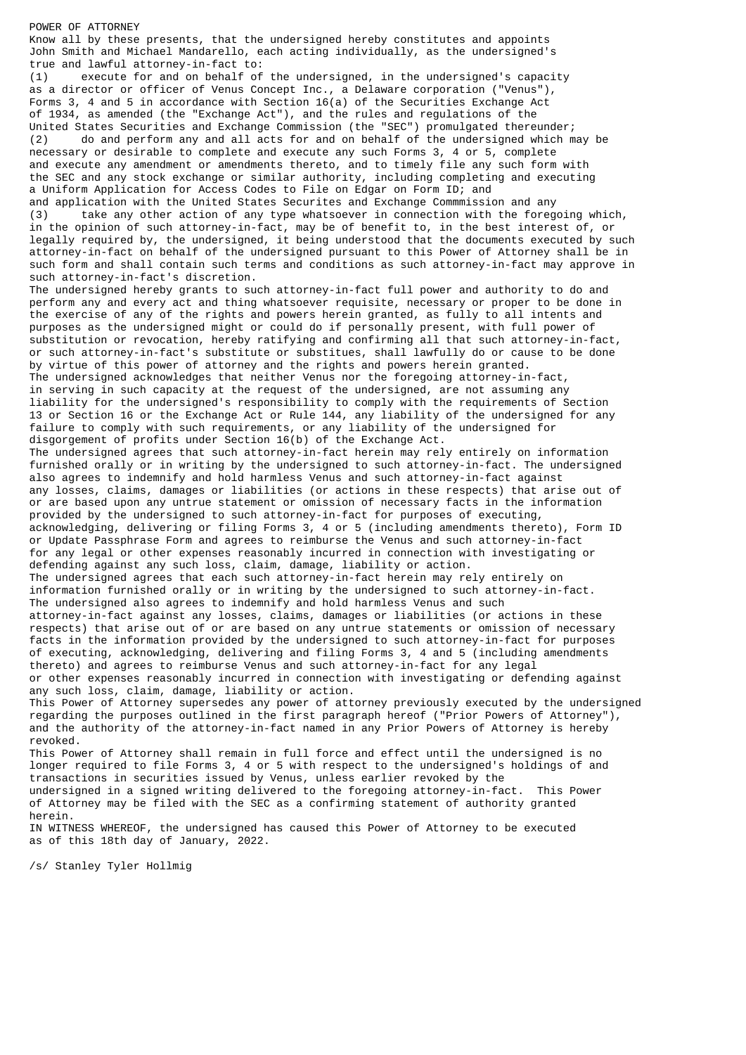POWER OF ATTORNEY

Know all by these presents, that the undersigned hereby constitutes and appoints John Smith and Michael Mandarello, each acting individually, as the undersigned's true and lawful attorney-in-fact to:

(1) execute for and on behalf of the undersigned, in the undersigned's capacity as a director or officer of Venus Concept Inc., a Delaware corporation ("Venus"), Forms 3, 4 and 5 in accordance with Section 16(a) of the Securities Exchange Act of 1934, as amended (the "Exchange Act"), and the rules and regulations of the United States Securities and Exchange Commission (the "SEC") promulgated thereunder;

(2) do and perform any and all acts for and on behalf of the undersigned which may be necessary or desirable to complete and execute any such Forms 3, 4 or 5, complete and execute any amendment or amendments thereto, and to timely file any such form with the SEC and any stock exchange or similar authority, including completing and executing a Uniform Application for Access Codes to File on Edgar on Form ID; and and application with the United States Securites and Exchange Commmission and any

(3) take any other action of any type whatsoever in connection with the foregoing which, in the opinion of such attorney-in-fact, may be of benefit to, in the best interest of, or legally required by, the undersigned, it being understood that the documents executed by such attorney-in-fact on behalf of the undersigned pursuant to this Power of Attorney shall be in such form and shall contain such terms and conditions as such attorney-in-fact may approve in such attorney-in-fact's discretion.

The undersigned hereby grants to such attorney-in-fact full power and authority to do and perform any and every act and thing whatsoever requisite, necessary or proper to be done in the exercise of any of the rights and powers herein granted, as fully to all intents and purposes as the undersigned might or could do if personally present, with full power of substitution or revocation, hereby ratifying and confirming all that such attorney-in-fact, or such attorney-in-fact's substitute or substitues, shall lawfully do or cause to be done by virtue of this power of attorney and the rights and powers herein granted.

The undersigned acknowledges that neither Venus nor the foregoing attorney-in-fact, in serving in such capacity at the request of the undersigned, are not assuming any liability for the undersigned's responsibility to comply with the requirements of Section 13 or Section 16 or the Exchange Act or Rule 144, any liability of the undersigned for any failure to comply with such requirements, or any liability of the undersigned for disgorgement of profits under Section 16(b) of the Exchange Act.

The undersigned agrees that such attorney-in-fact herein may rely entirely on information furnished orally or in writing by the undersigned to such attorney-in-fact. The undersigned also agrees to indemnify and hold harmless Venus and such attorney-in-fact against any losses, claims, damages or liabilities (or actions in these respects) that arise out of or are based upon any untrue statement or omission of necessary facts in the information provided by the undersigned to such attorney-in-fact for purposes of executing, acknowledging, delivering or filing Forms 3, 4 or 5 (including amendments thereto), Form ID or Update Passphrase Form and agrees to reimburse the Venus and such attorney-in-fact for any legal or other expenses reasonably incurred in connection with investigating or defending against any such loss, claim, damage, liability or action.

The undersigned agrees that each such attorney-in-fact herein may rely entirely on information furnished orally or in writing by the undersigned to such attorney-in-fact. The undersigned also agrees to indemnify and hold harmless Venus and such attorney-in-fact against any losses, claims, damages or liabilities (or actions in these respects) that arise out of or are based on any untrue statements or omission of necessary facts in the information provided by the undersigned to such attorney-in-fact for purposes of executing, acknowledging, delivering and filing Forms 3, 4 and 5 (including amendments thereto) and agrees to reimburse Venus and such attorney-in-fact for any legal or other expenses reasonably incurred in connection with investigating or defending against any such loss, claim, damage, liability or action.

This Power of Attorney supersedes any power of attorney previously executed by the undersigned regarding the purposes outlined in the first paragraph hereof ("Prior Powers of Attorney"), and the authority of the attorney-in-fact named in any Prior Powers of Attorney is hereby revoked.

This Power of Attorney shall remain in full force and effect until the undersigned is no longer required to file Forms 3, 4 or 5 with respect to the undersigned's holdings of and transactions in securities issued by Venus, unless earlier revoked by the undersigned in a signed writing delivered to the foregoing attorney-in-fact. This Power of Attorney may be filed with the SEC as a confirming statement of authority granted herein.

IN WITNESS WHEREOF, the undersigned has caused this Power of Attorney to be executed as of this 18th day of January, 2022.

/s/ Stanley Tyler Hollmig